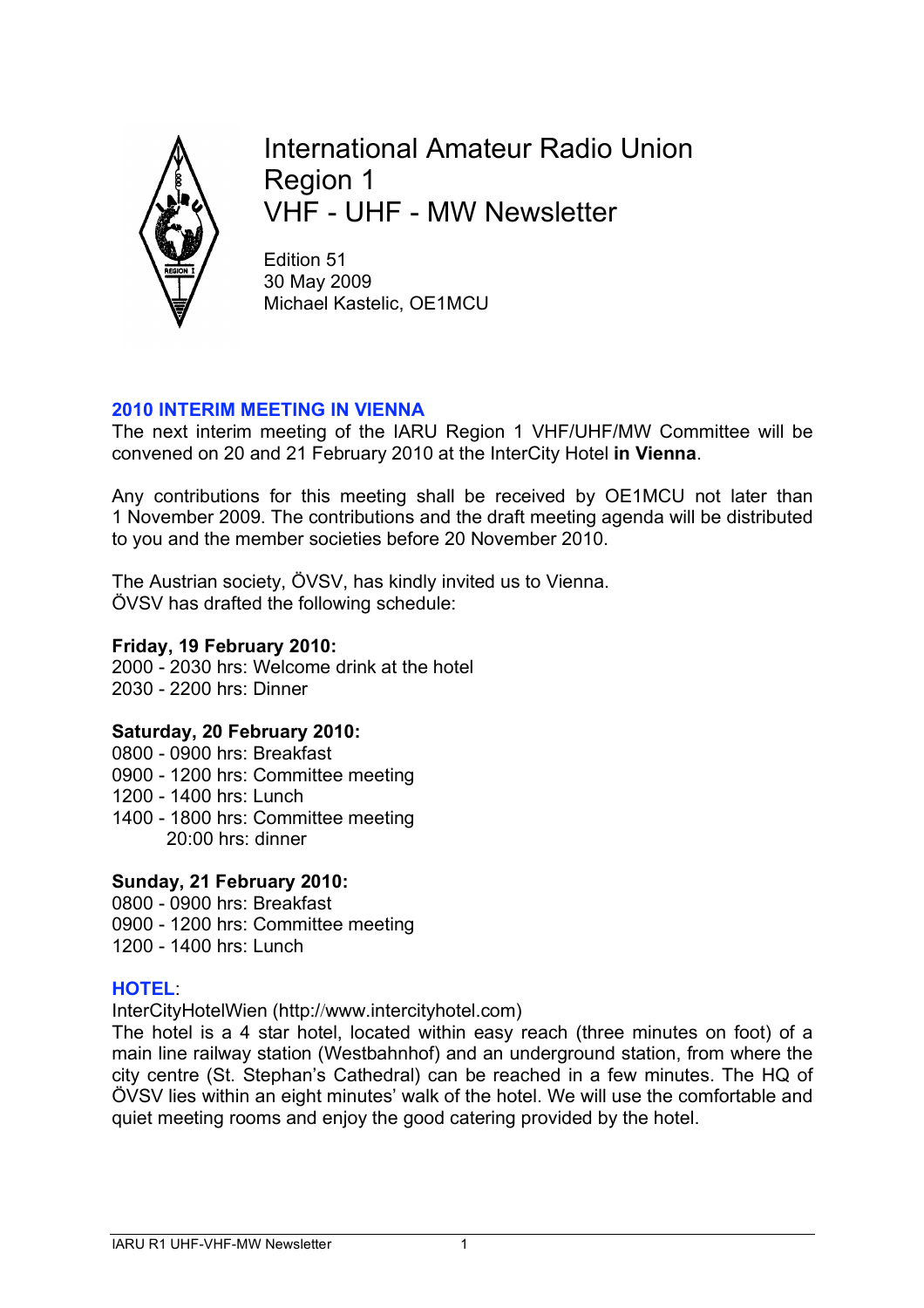# International Amateur Radio Union
# Region 1
# VHF - UHF - MW Newsletter

Edition 51
30 May 2009
Michael Kastelic, OE1MCU

## 2010 INTERIM MEETING IN VIENNA

The next interim meeting of the IARU Region 1 VHF/UHF/MW Committee will be convened on 20 and 21 February 2010 at the InterCity Hotel **in Vienna**.

Any contributions for this meeting shall be received by OE1MCU not later than 1 November 2009. The contributions and the draft meeting agenda will be distributed to you and the member societies before 20 November 2010.

The Austrian society, ÖVSV, has kindly invited us to Vienna.
ÖVSV has drafted the following schedule:

**Friday, 19 February 2010:**
2000 - 2030 hrs: Welcome drink at the hotel
2030 - 2200 hrs: Dinner

**Saturday, 20 February 2010:**
0800 - 0900 hrs: Breakfast
0900 - 1200 hrs: Committee meeting
1200 - 1400 hrs: Lunch
1400 - 1800 hrs: Committee meeting
20:00 hrs: dinner

**Sunday, 21 February 2010:**
0800 - 0900 hrs: Breakfast
0900 - 1200 hrs: Committee meeting
1200 - 1400 hrs: Lunch

## HOTEL:

InterCityHotelWien (http://www.intercityhotel.com)
The hotel is a 4 star hotel, located within easy reach (three minutes on foot) of a main line railway station (Westbahnhof) and an underground station, from where the city centre (St. Stephan's Cathedral) can be reached in a few minutes. The HQ of ÖVSV lies within an eight minutes' walk of the hotel. We will use the comfortable and quiet meeting rooms and enjoy the good catering provided by the hotel.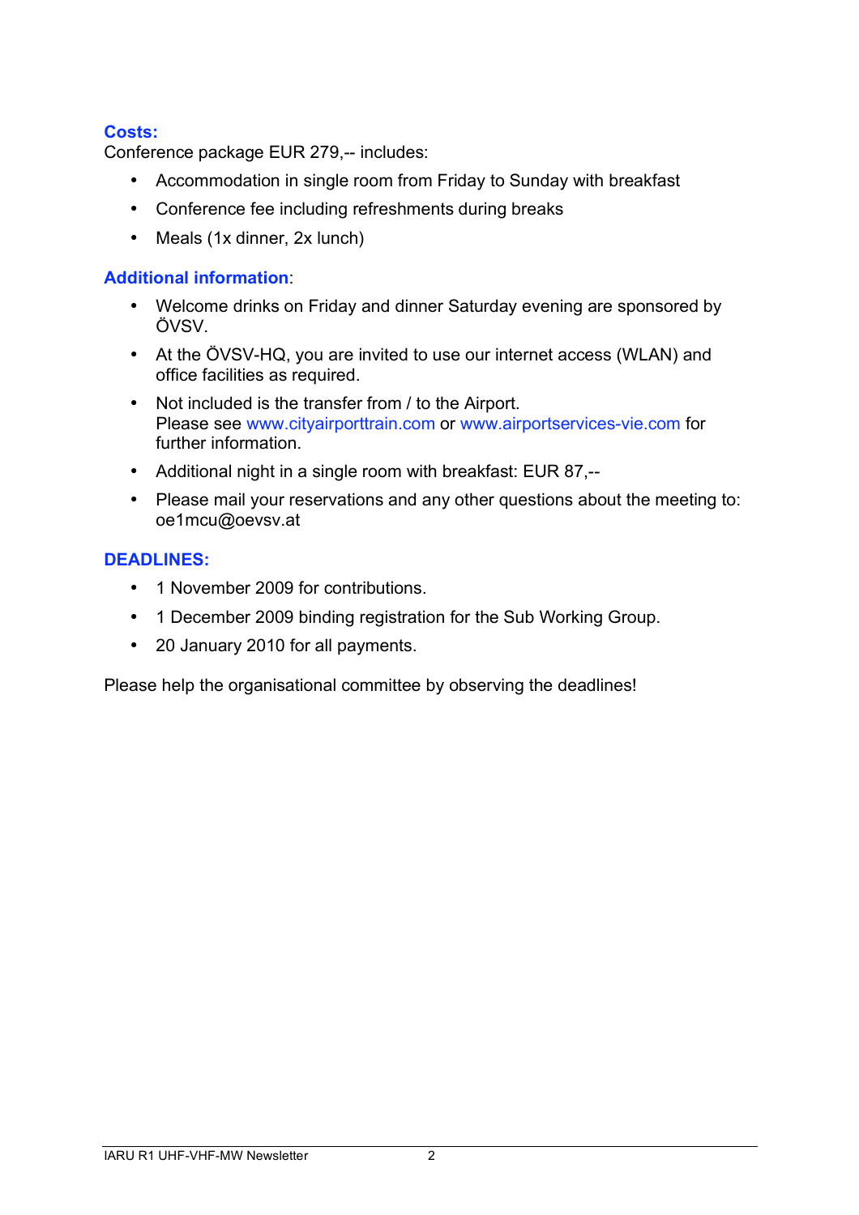**Costs:**

Conference package EUR 279,-- includes:

- Accommodation in single room from Friday to Sunday with breakfast
- Conference fee including refreshments during breaks
- Meals (1x dinner, 2x lunch)

**Additional information**:

- Welcome drinks on Friday and dinner Saturday evening are sponsored by ÖVSV.
- At the ÖVSV-HQ, you are invited to use our internet access (WLAN) and office facilities as required.
- Not included is the transfer from / to the Airport.
  Please see www.cityairporttrain.com or www.airportservices-vie.com for further information.
- Additional night in a single room with breakfast: EUR 87,--
- Please mail your reservations and any other questions about the meeting to: oe1mcu@oevsv.at

**DEADLINES:**

- 1 November 2009 for contributions.
- 1 December 2009 binding registration for the Sub Working Group.
- 20 January 2010 for all payments.

Please help the organisational committee by observing the deadlines!